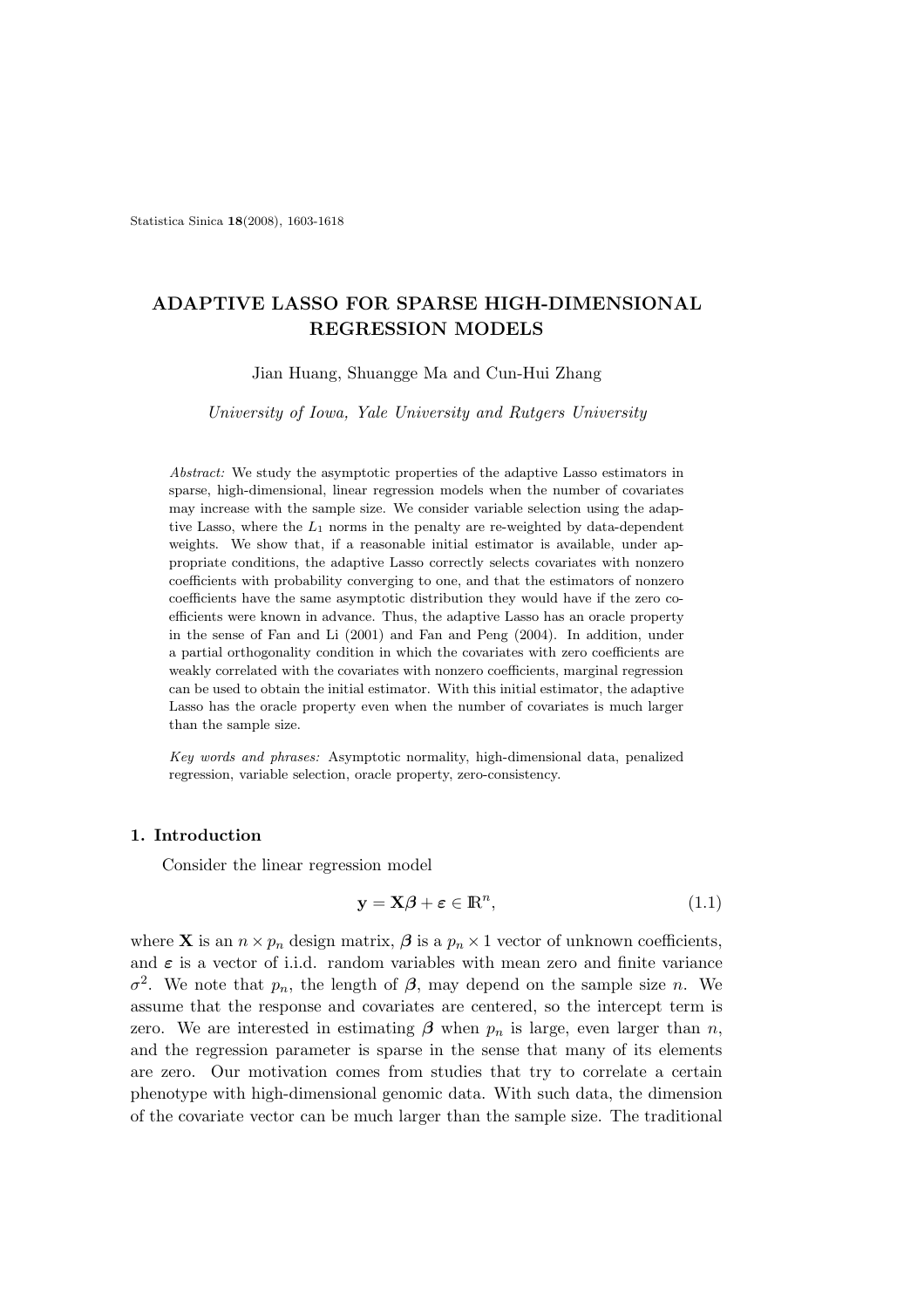# ADAPTIVE LASSO FOR SPARSE HIGH-DIMENSIONAL REGRESSION MODELS

Jian Huang, Shuangge Ma and Cun-Hui Zhang

*University of Iowa, Yale University and Rutgers University*

*Abstract:* We study the asymptotic properties of the adaptive Lasso estimators in sparse, high-dimensional, linear regression models when the number of covariates may increase with the sample size. We consider variable selection using the adaptive Lasso, where the $L_1$ norms in the penalty are re-weighted by data-dependent weights. We show that, if a reasonable initial estimator is available, under appropriate conditions, the adaptive Lasso correctly selects covariates with nonzero coefficients with probability converging to one, and that the estimators of nonzero coefficients have the same asymptotic distribution they would have if the zero coefficients were known in advance. Thus, the adaptive Lasso has an oracle property in the sense of Fan and Li (2001) and Fan and Peng (2004). In addition, under a partial orthogonality condition in which the covariates with zero coefficients are weakly correlated with the covariates with nonzero coefficients, marginal regression can be used to obtain the initial estimator. With this initial estimator, the adaptive Lasso has the oracle property even when the number of covariates is much larger than the sample size.

*Key words and phrases:* Asymptotic normality, high-dimensional data, penalized regression, variable selection, oracle property, zero-consistency.

## 1. Introduction

Consider the linear regression model

$$\mathbf{y} = \mathbf{X}\boldsymbol{\beta} + \boldsymbol{\varepsilon} \in \mathbb{R}^n, \tag{1.1}$$

where $\mathbf{X}$ is an $n \times p_n$ design matrix, $\boldsymbol{\beta}$ is a $p_n \times 1$ vector of unknown coefficients, and $\boldsymbol{\varepsilon}$ is a vector of i.i.d. random variables with mean zero and finite variance $\sigma^2$. We note that $p_n$, the length of $\boldsymbol{\beta}$, may depend on the sample size $n$. We assume that the response and covariates are centered, so the intercept term is zero. We are interested in estimating $\boldsymbol{\beta}$ when $p_n$ is large, even larger than $n$, and the regression parameter is sparse in the sense that many of its elements are zero. Our motivation comes from studies that try to correlate a certain phenotype with high-dimensional genomic data. With such data, the dimension of the covariate vector can be much larger than the sample size. The traditional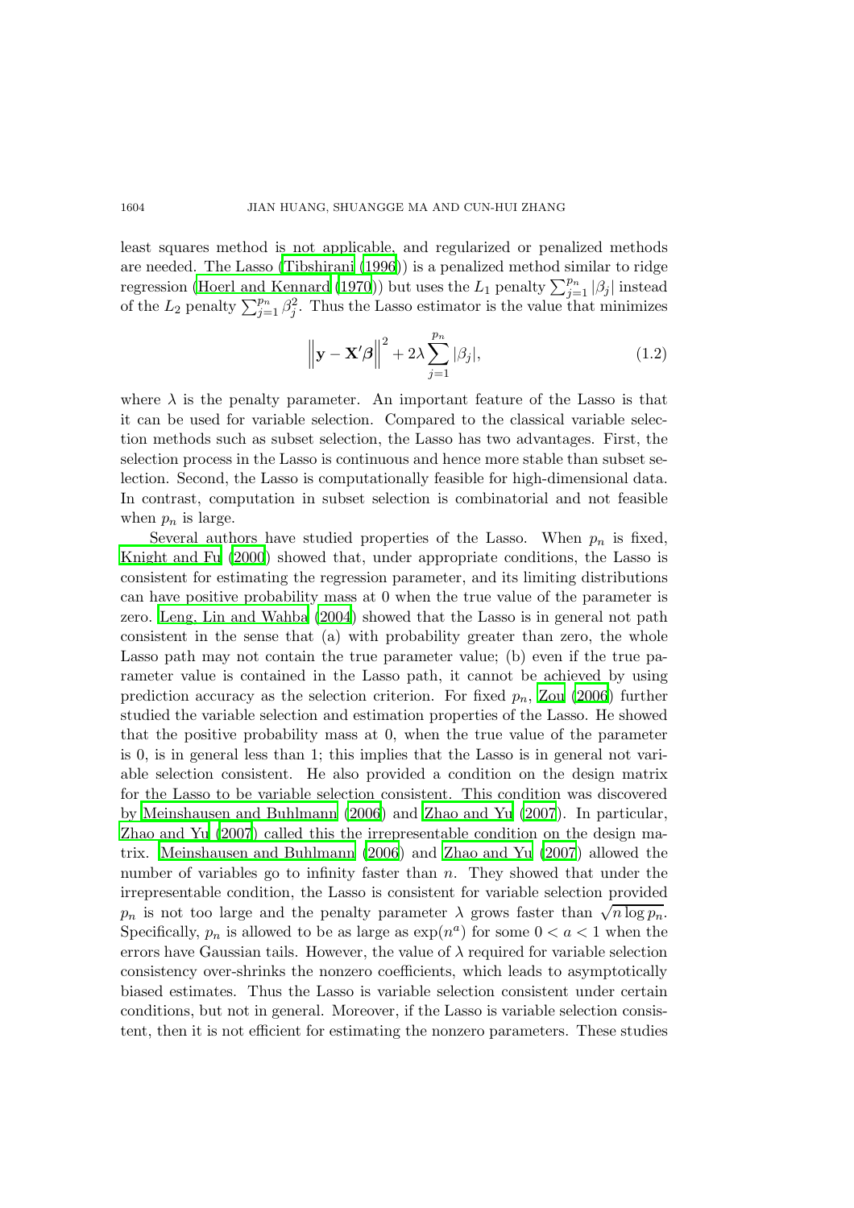least squares method is not applicable, and regularized or penalized methods are needed. The Lasso (Tibshirani (1996)) is a penalized method similar to ridge regression (Hoerl and Kennard (1970)) but uses the $L_1$ penalty $\sum_{j=1}^{p_n} |\beta_j|$ instead of the $L_2$ penalty $\sum_{j=1}^{p_n} \beta_j^2$. Thus the Lasso estimator is the value that minimizes

$$\left\| \mathbf{y} - \mathbf{X}'\boldsymbol{\beta} \right\|^2 + 2\lambda \sum_{j=1}^{p_n} |\beta_j|, \tag{1.2}$$

where $\lambda$ is the penalty parameter. An important feature of the Lasso is that it can be used for variable selection. Compared to the classical variable selection methods such as subset selection, the Lasso has two advantages. First, the selection process in the Lasso is continuous and hence more stable than subset selection. Second, the Lasso is computationally feasible for high-dimensional data. In contrast, computation in subset selection is combinatorial and not feasible when $p_n$ is large.

Several authors have studied properties of the Lasso. When $p_n$ is fixed, Knight and Fu (2000) showed that, under appropriate conditions, the Lasso is consistent for estimating the regression parameter, and its limiting distributions can have positive probability mass at 0 when the true value of the parameter is zero. Leng, Lin and Wahba (2004) showed that the Lasso is in general not path consistent in the sense that (a) with probability greater than zero, the whole Lasso path may not contain the true parameter value; (b) even if the true parameter value is contained in the Lasso path, it cannot be achieved by using prediction accuracy as the selection criterion. For fixed $p_n$, Zou (2006) further studied the variable selection and estimation properties of the Lasso. He showed that the positive probability mass at 0, when the true value of the parameter is 0, is in general less than 1; this implies that the Lasso is in general not variable selection consistent. He also provided a condition on the design matrix for the Lasso to be variable selection consistent. This condition was discovered by Meinshausen and Buhlmann (2006) and Zhao and Yu (2007). In particular, Zhao and Yu (2007) called this the irrepresentable condition on the design matrix. Meinshausen and Buhlmann (2006) and Zhao and Yu (2007) allowed the number of variables go to infinity faster than $n$. They showed that under the irrepresentable condition, the Lasso is consistent for variable selection provided $p_n$ is not too large and the penalty parameter $\lambda$ grows faster than $\sqrt{n \log p_n}$. Specifically, $p_n$ is allowed to be as large as $\exp(n^a)$ for some $0 < a < 1$ when the errors have Gaussian tails. However, the value of $\lambda$ required for variable selection consistency over-shrinks the nonzero coefficients, which leads to asymptotically biased estimates. Thus the Lasso is variable selection consistent under certain conditions, but not in general. Moreover, if the Lasso is variable selection consistent, then it is not efficient for estimating the nonzero parameters. These studies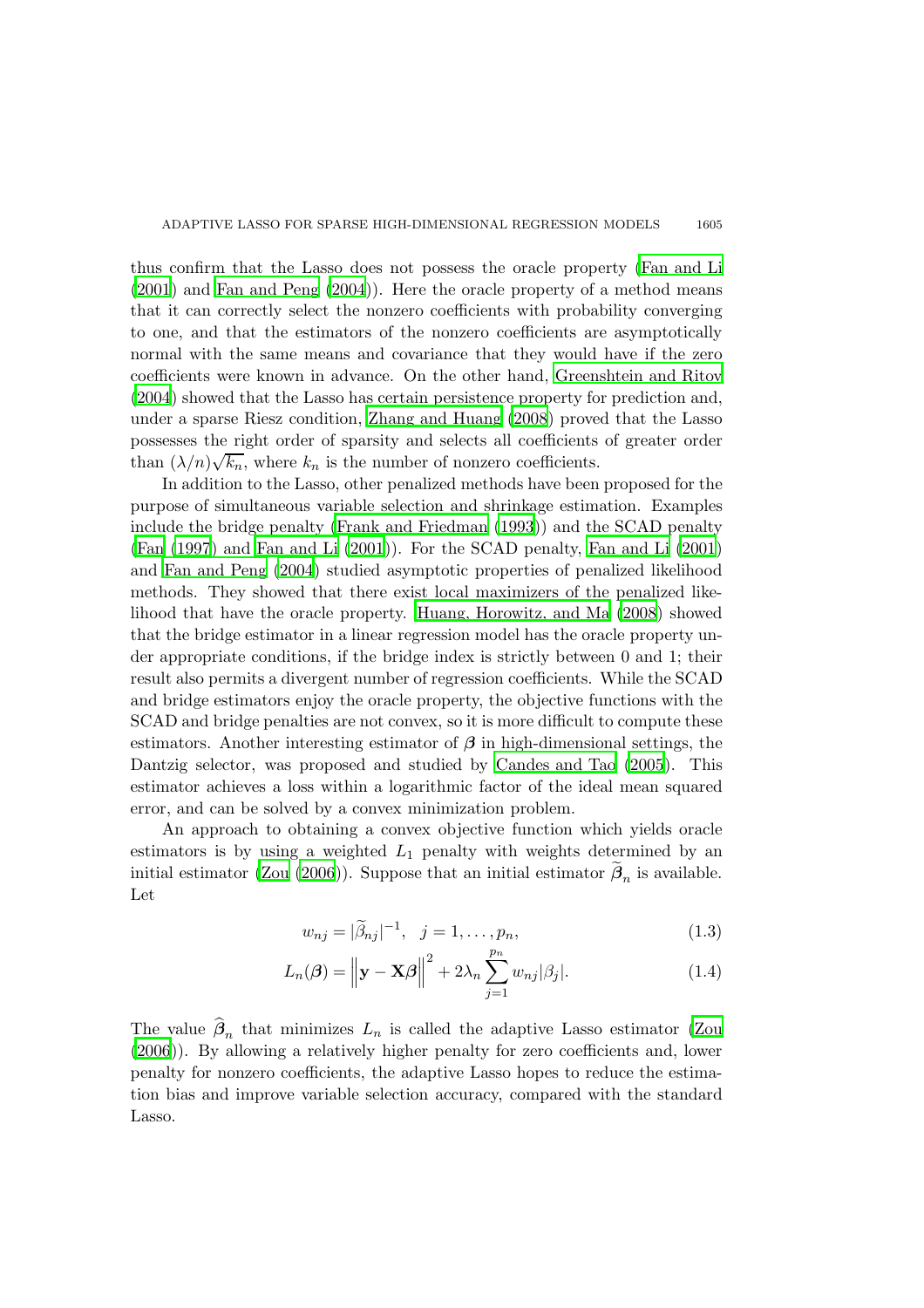thus confirm that the Lasso does not possess the oracle property (Fan and Li (2001) and Fan and Peng (2004)). Here the oracle property of a method means that it can correctly select the nonzero coefficients with probability converging to one, and that the estimators of the nonzero coefficients are asymptotically normal with the same means and covariance that they would have if the zero coefficients were known in advance. On the other hand, Greenshtein and Ritov (2004) showed that the Lasso has certain persistence property for prediction and, under a sparse Riesz condition, Zhang and Huang (2008) proved that the Lasso possesses the right order of sparsity and selects all coefficients of greater order than $(\lambda/n)\sqrt{k_n}$, where $k_n$ is the number of nonzero coefficients.

In addition to the Lasso, other penalized methods have been proposed for the purpose of simultaneous variable selection and shrinkage estimation. Examples include the bridge penalty (Frank and Friedman (1993)) and the SCAD penalty (Fan (1997) and Fan and Li (2001)). For the SCAD penalty, Fan and Li (2001) and Fan and Peng (2004) studied asymptotic properties of penalized likelihood methods. They showed that there exist local maximizers of the penalized likelihood that have the oracle property. Huang, Horowitz, and Ma (2008) showed that the bridge estimator in a linear regression model has the oracle property under appropriate conditions, if the bridge index is strictly between 0 and 1; their result also permits a divergent number of regression coefficients. While the SCAD and bridge estimators enjoy the oracle property, the objective functions with the SCAD and bridge penalties are not convex, so it is more difficult to compute these estimators. Another interesting estimator of $\boldsymbol{\beta}$ in high-dimensional settings, the Dantzig selector, was proposed and studied by Candes and Tao (2005). This estimator achieves a loss within a logarithmic factor of the ideal mean squared error, and can be solved by a convex minimization problem.

An approach to obtaining a convex objective function which yields oracle estimators is by using a weighted $L_1$ penalty with weights determined by an initial estimator (Zou (2006)). Suppose that an initial estimator $\widetilde{\boldsymbol{\beta}}_n$ is available. Let

$$w_{nj} = |\widetilde{\beta}_{nj}|^{-1}, \quad j = 1, \ldots, p_n, \tag{1.3}$$

$$L_n(\boldsymbol{\beta}) = \left\| \mathbf{y} - \mathbf{X}\boldsymbol{\beta} \right\|^2 + 2\lambda_n \sum_{j=1}^{p_n} w_{nj}|\beta_j|. \tag{1.4}$$

The value $\widehat{\boldsymbol{\beta}}_n$ that minimizes $L_n$ is called the adaptive Lasso estimator (Zou (2006)). By allowing a relatively higher penalty for zero coefficients and, lower penalty for nonzero coefficients, the adaptive Lasso hopes to reduce the estimation bias and improve variable selection accuracy, compared with the standard Lasso.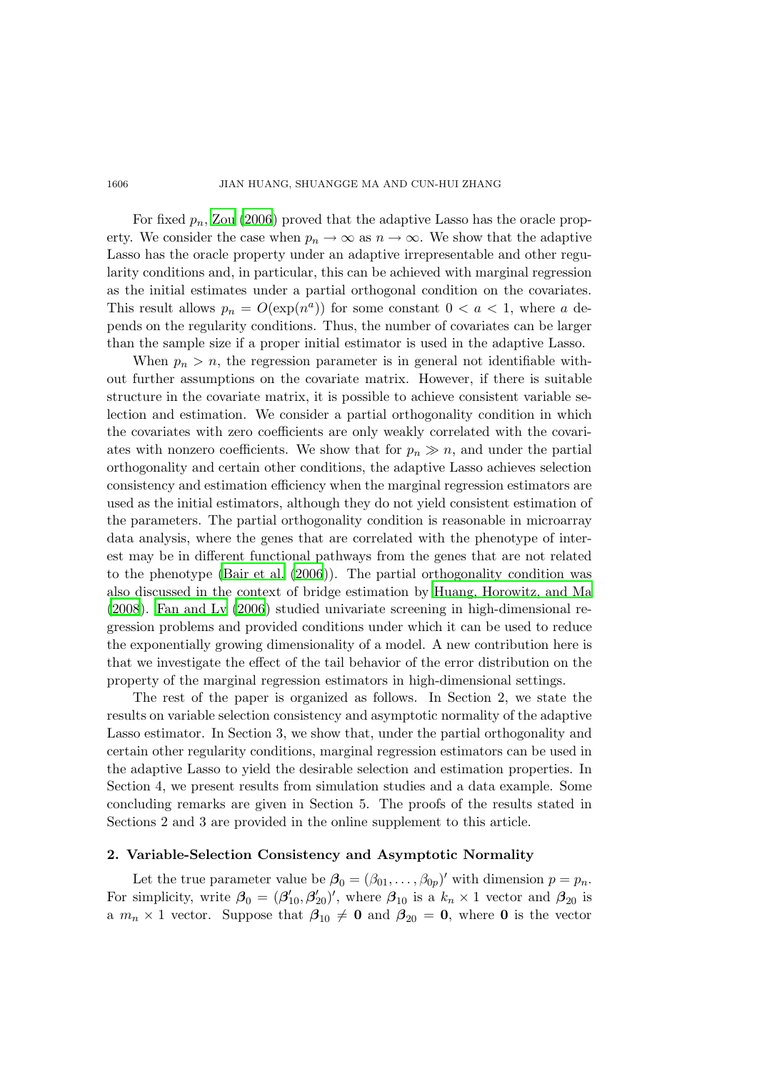For fixed $p_n$, Zou (2006) proved that the adaptive Lasso has the oracle property. We consider the case when $p_n \to \infty$ as $n \to \infty$. We show that the adaptive Lasso has the oracle property under an adaptive irrepresentable and other regularity conditions and, in particular, this can be achieved with marginal regression as the initial estimates under a partial orthogonal condition on the covariates. This result allows $p_n = O(\exp(n^a))$ for some constant $0 < a < 1$, where $a$ depends on the regularity conditions. Thus, the number of covariates can be larger than the sample size if a proper initial estimator is used in the adaptive Lasso.

When $p_n > n$, the regression parameter is in general not identifiable without further assumptions on the covariate matrix. However, if there is suitable structure in the covariate matrix, it is possible to achieve consistent variable selection and estimation. We consider a partial orthogonality condition in which the covariates with zero coefficients are only weakly correlated with the covariates with nonzero coefficients. We show that for $p_n \gg n$, and under the partial orthogonality and certain other conditions, the adaptive Lasso achieves selection consistency and estimation efficiency when the marginal regression estimators are used as the initial estimators, although they do not yield consistent estimation of the parameters. The partial orthogonality condition is reasonable in microarray data analysis, where the genes that are correlated with the phenotype of interest may be in different functional pathways from the genes that are not related to the phenotype (Bair et al. (2006)). The partial orthogonality condition was also discussed in the context of bridge estimation by Huang, Horowitz, and Ma (2008). Fan and Lv (2006) studied univariate screening in high-dimensional regression problems and provided conditions under which it can be used to reduce the exponentially growing dimensionality of a model. A new contribution here is that we investigate the effect of the tail behavior of the error distribution on the property of the marginal regression estimators in high-dimensional settings.

The rest of the paper is organized as follows. In Section 2, we state the results on variable selection consistency and asymptotic normality of the adaptive Lasso estimator. In Section 3, we show that, under the partial orthogonality and certain other regularity conditions, marginal regression estimators can be used in the adaptive Lasso to yield the desirable selection and estimation properties. In Section 4, we present results from simulation studies and a data example. Some concluding remarks are given in Section 5. The proofs of the results stated in Sections 2 and 3 are provided in the online supplement to this article.

## 2. Variable-Selection Consistency and Asymptotic Normality

Let the true parameter value be $\boldsymbol{\beta}_0 = (\beta_{01}, \ldots, \beta_{0p})'$ with dimension $p = p_n$. For simplicity, write $\boldsymbol{\beta}_0 = (\boldsymbol{\beta}_{10}', \boldsymbol{\beta}_{20}')'$, where $\boldsymbol{\beta}_{10}$ is a $k_n \times 1$ vector and $\boldsymbol{\beta}_{20}$ is a $m_n \times 1$ vector. Suppose that $\boldsymbol{\beta}_{10} \neq \mathbf{0}$ and $\boldsymbol{\beta}_{20} = \mathbf{0}$, where $\mathbf{0}$ is the vector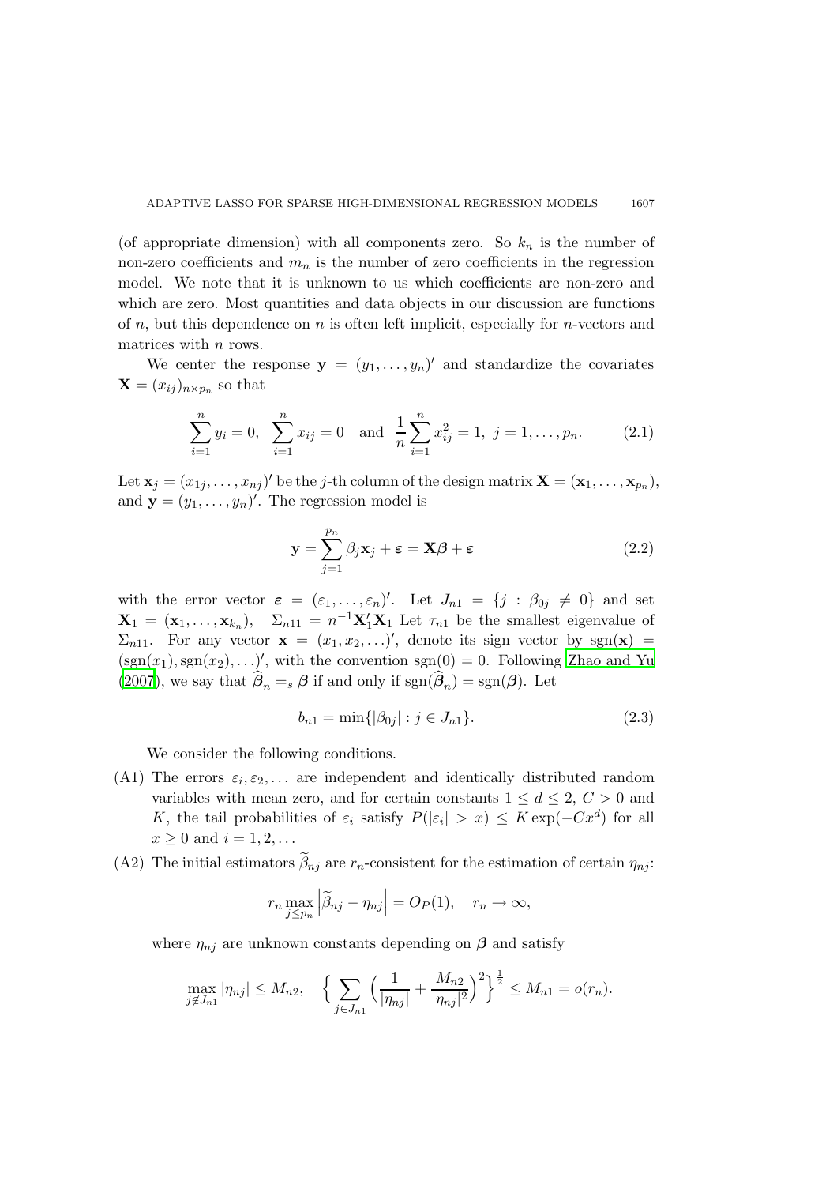(of appropriate dimension) with all components zero. So $k_n$ is the number of non-zero coefficients and $m_n$ is the number of zero coefficients in the regression model. We note that it is unknown to us which coefficients are non-zero and which are zero. Most quantities and data objects in our discussion are functions of $n$, but this dependence on $n$ is often left implicit, especially for $n$-vectors and matrices with $n$ rows.

We center the response $\mathbf{y} = (y_1, \ldots, y_n)'$ and standardize the covariates $\mathbf{X} = (x_{ij})_{n \times p_n}$ so that

$$\sum_{i=1}^{n} y_i = 0, \quad \sum_{i=1}^{n} x_{ij} = 0 \quad \text{and} \quad \frac{1}{n}\sum_{i=1}^{n} x_{ij}^2 = 1, \ j = 1, \ldots, p_n. \tag{2.1}$$

Let $\mathbf{x}_j = (x_{1j}, \ldots, x_{nj})'$ be the $j$-th column of the design matrix $\mathbf{X} = (\mathbf{x}_1, \ldots, \mathbf{x}_{p_n})$, and $\mathbf{y} = (y_1, \ldots, y_n)'$. The regression model is

$$\mathbf{y} = \sum_{j=1}^{p_n} \beta_j \mathbf{x}_j + \boldsymbol{\varepsilon} = \mathbf{X}\boldsymbol{\beta} + \boldsymbol{\varepsilon} \tag{2.2}$$

with the error vector $\boldsymbol{\varepsilon} = (\varepsilon_1, \ldots, \varepsilon_n)'$. Let $J_{n1} = \{j : \beta_{0j} \neq 0\}$ and set $\mathbf{X}_1 = (\mathbf{x}_1, \ldots, \mathbf{x}_{k_n})$, $\quad \Sigma_{n11} = n^{-1}\mathbf{X}_1'\mathbf{X}_1$ Let $\tau_{n1}$ be the smallest eigenvalue of $\Sigma_{n11}$. For any vector $\mathbf{x} = (x_1, x_2, \ldots)'$, denote its sign vector by $\text{sgn}(\mathbf{x}) = (\text{sgn}(x_1), \text{sgn}(x_2), \ldots)'$, with the convention $\text{sgn}(0) = 0$. Following Zhao and Yu (2007), we say that $\widehat{\boldsymbol{\beta}}_n =_s \boldsymbol{\beta}$ if and only if $\text{sgn}(\widehat{\boldsymbol{\beta}}_n) = \text{sgn}(\boldsymbol{\beta})$. Let

$$b_{n1} = \min\{|\beta_{0j}| : j \in J_{n1}\}. \tag{2.3}$$

We consider the following conditions.

(A1) The errors $\varepsilon_i, \varepsilon_2, \ldots$ are independent and identically distributed random variables with mean zero, and for certain constants $1 \le d \le 2$, $C > 0$ and $K$, the tail probabilities of $\varepsilon_i$ satisfy $P(|\varepsilon_i| > x) \le K\exp(-Cx^d)$ for all $x \ge 0$ and $i = 1, 2, \ldots$

(A2) The initial estimators $\widetilde{\beta}_{nj}$ are $r_n$-consistent for the estimation of certain $\eta_{nj}$:

$$r_n \max_{j \le p_n} \left|\widetilde{\beta}_{nj} - \eta_{nj}\right| = O_P(1), \quad r_n \to \infty,$$

where $\eta_{nj}$ are unknown constants depending on $\boldsymbol{\beta}$ and satisfy

$$\max_{j \notin J_{n1}} |\eta_{nj}| \le M_{n2}, \quad \Big\{ \sum_{j \in J_{n1}} \Big( \frac{1}{|\eta_{nj}|} + \frac{M_{n2}}{|\eta_{nj}|^2} \Big)^2 \Big\}^{\frac{1}{2}} \le M_{n1} = o(r_n).$$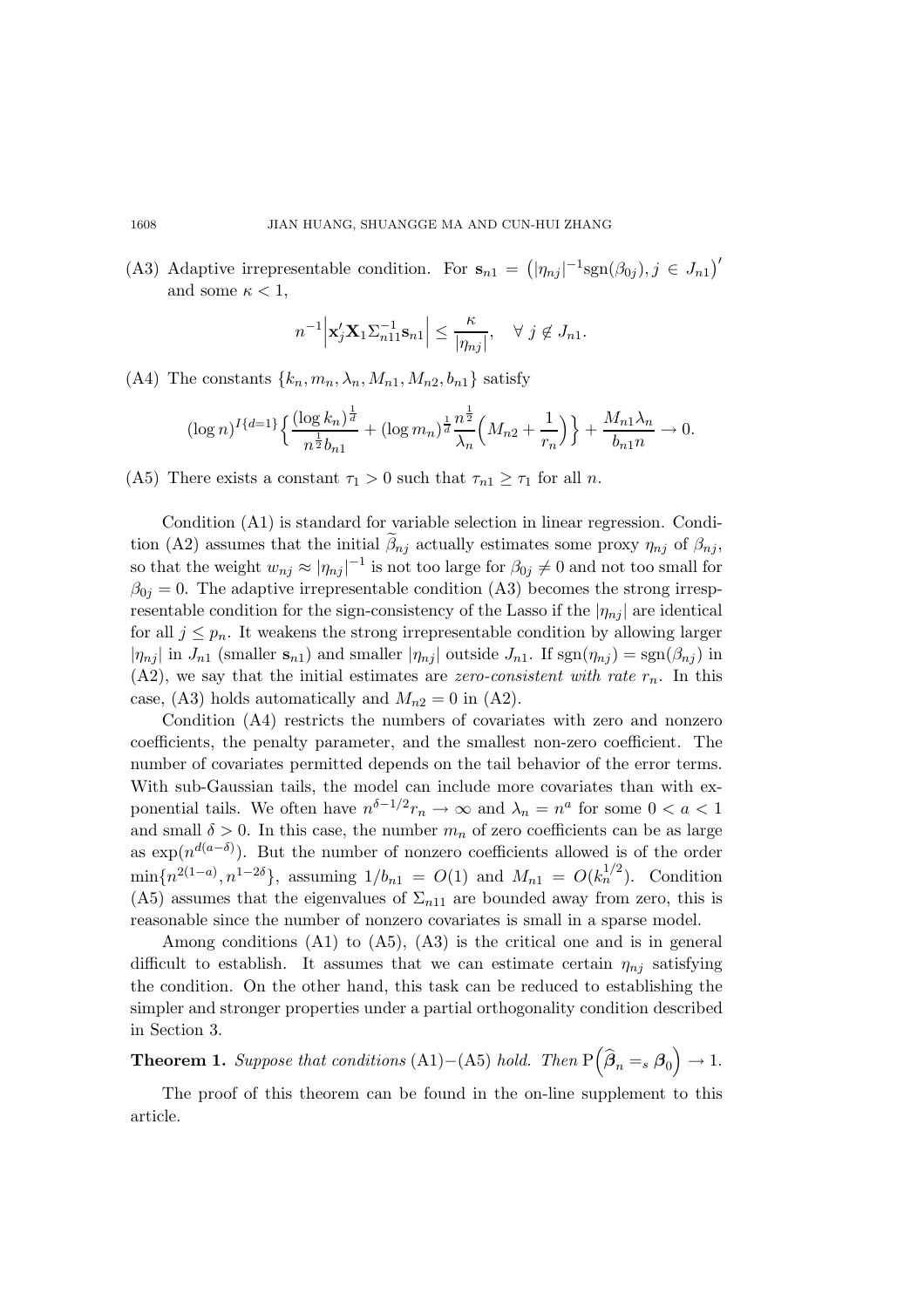(A3) Adaptive irrepresentable condition. For $\mathbf{s}_{n1} = \left(|\eta_{nj}|^{-1}\mathrm{sgn}(\beta_{0j}), j \in J_{n1}\right)'$ and some $\kappa < 1$,

$$n^{-1}\left|\mathbf{x}_j'\mathbf{X}_1\Sigma_{n11}^{-1}\mathbf{s}_{n1}\right| \leq \frac{\kappa}{|\eta_{nj}|}, \quad \forall\, j \notin J_{n1}.$$

(A4) The constants $\{k_n, m_n, \lambda_n, M_{n1}, M_{n2}, b_{n1}\}$ satisfy

$$(\log n)^{I\{d=1\}}\Big\{\frac{(\log k_n)^{\frac{1}{d}}}{n^{\frac{1}{2}}b_{n1}} + (\log m_n)^{\frac{1}{d}}\frac{n^{\frac{1}{2}}}{\lambda_n}\Big(M_{n2} + \frac{1}{r_n}\Big)\Big\} + \frac{M_{n1}\lambda_n}{b_{n1}n} \to 0.$$

(A5) There exists a constant $\tau_1 > 0$ such that $\tau_{n1} \geq \tau_1$ for all $n$.

Condition (A1) is standard for variable selection in linear regression. Condition (A2) assumes that the initial $\widetilde{\beta}_{nj}$ actually estimates some proxy $\eta_{nj}$ of $\beta_{nj}$, so that the weight $w_{nj} \approx |\eta_{nj}|^{-1}$ is not too large for $\beta_{0j} \neq 0$ and not too small for $\beta_{0j} = 0$. The adaptive irrepresentable condition (A3) becomes the strong irrespresentable condition for the sign-consistency of the Lasso if the $|\eta_{nj}|$ are identical for all $j \leq p_n$. It weakens the strong irrepresentable condition by allowing larger $|\eta_{nj}|$ in $J_{n1}$ (smaller $\mathbf{s}_{n1}$) and smaller $|\eta_{nj}|$ outside $J_{n1}$. If $\mathrm{sgn}(\eta_{nj}) = \mathrm{sgn}(\beta_{nj})$ in (A2), we say that the initial estimates are *zero-consistent with rate* $r_n$. In this case, (A3) holds automatically and $M_{n2} = 0$ in (A2).

Condition (A4) restricts the numbers of covariates with zero and nonzero coefficients, the penalty parameter, and the smallest non-zero coefficient. The number of covariates permitted depends on the tail behavior of the error terms. With sub-Gaussian tails, the model can include more covariates than with exponential tails. We often have $n^{\delta-1/2}r_n \to \infty$ and $\lambda_n = n^a$ for some $0 < a < 1$ and small $\delta > 0$. In this case, the number $m_n$ of zero coefficients can be as large as $\exp(n^{d(a-\delta)})$. But the number of nonzero coefficients allowed is of the order $\min\{n^{2(1-a)}, n^{1-2\delta}\}$, assuming $1/b_{n1} = O(1)$ and $M_{n1} = O(k_n^{1/2})$. Condition (A5) assumes that the eigenvalues of $\Sigma_{n11}$ are bounded away from zero, this is reasonable since the number of nonzero covariates is small in a sparse model.

Among conditions (A1) to (A5), (A3) is the critical one and is in general difficult to establish. It assumes that we can estimate certain $\eta_{nj}$ satisfying the condition. On the other hand, this task can be reduced to establishing the simpler and stronger properties under a partial orthogonality condition described in Section 3.

**Theorem 1.** *Suppose that conditions* (A1)$-$(A5) *hold. Then* $\mathrm{P}\Big(\widehat{\boldsymbol{\beta}}_n =_s \boldsymbol{\beta}_0\Big) \to 1.$

The proof of this theorem can be found in the on-line supplement to this article.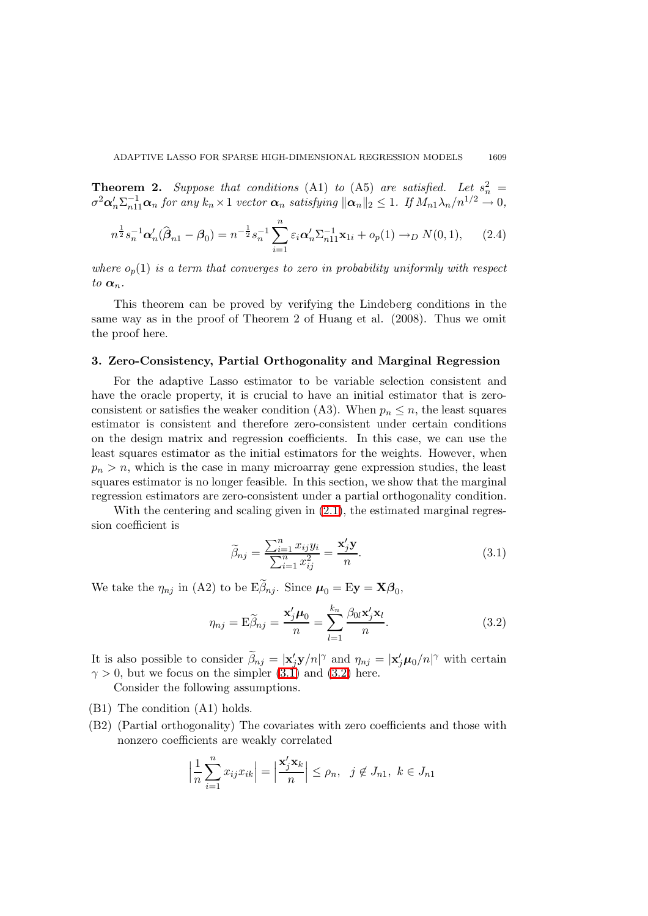**Theorem 2.** *Suppose that conditions* (A1) *to* (A5) *are satisfied. Let* $s_n^2 = \sigma^2 \boldsymbol{\alpha}_n' \Sigma_{n11}^{-1} \boldsymbol{\alpha}_n$ *for any* $k_n \times 1$ *vector* $\boldsymbol{\alpha}_n$ *satisfying* $\|\boldsymbol{\alpha}_n\|_2 \le 1$. *If* $M_{n1}\lambda_n/n^{1/2} \to 0$,

$$n^{\frac{1}{2}} s_n^{-1} \boldsymbol{\alpha}_n' (\widehat{\boldsymbol{\beta}}_{n1} - \boldsymbol{\beta}_0) = n^{-\frac{1}{2}} s_n^{-1} \sum_{i=1}^{n} \varepsilon_i \boldsymbol{\alpha}_n' \Sigma_{n11}^{-1} \mathbf{x}_{1i} + o_p(1) \to_D N(0,1), \qquad (2.4)$$

*where* $o_p(1)$ *is a term that converges to zero in probability uniformly with respect to* $\boldsymbol{\alpha}_n$.

This theorem can be proved by verifying the Lindeberg conditions in the same way as in the proof of Theorem 2 of Huang et al. (2008). Thus we omit the proof here.

## 3. Zero-Consistency, Partial Orthogonality and Marginal Regression

For the adaptive Lasso estimator to be variable selection consistent and have the oracle property, it is crucial to have an initial estimator that is zero-consistent or satisfies the weaker condition (A3). When $p_n \le n$, the least squares estimator is consistent and therefore zero-consistent under certain conditions on the design matrix and regression coefficients. In this case, we can use the least squares estimator as the initial estimators for the weights. However, when $p_n > n$, which is the case in many microarray gene expression studies, the least squares estimator is no longer feasible. In this section, we show that the marginal regression estimators are zero-consistent under a partial orthogonality condition.

With the centering and scaling given in (2.1), the estimated marginal regression coefficient is

$$\widetilde{\beta}_{nj} = \frac{\sum_{i=1}^{n} x_{ij} y_i}{\sum_{i=1}^{n} x_{ij}^2} = \frac{\mathbf{x}_j' \mathbf{y}}{n}. \qquad (3.1)$$

We take the $\eta_{nj}$ in (A2) to be $\mathrm{E}\widetilde{\beta}_{nj}$. Since $\boldsymbol{\mu}_0 = \mathrm{E}\mathbf{y} = \mathbf{X}\boldsymbol{\beta}_0$,

$$\eta_{nj} = \mathrm{E}\widetilde{\beta}_{nj} = \frac{\mathbf{x}_j' \boldsymbol{\mu}_0}{n} = \sum_{l=1}^{k_n} \frac{\beta_{0l} \mathbf{x}_j' \mathbf{x}_l}{n}. \qquad (3.2)$$

It is also possible to consider $\widetilde{\beta}_{nj} = |\mathbf{x}_j'\mathbf{y}/n|^{\gamma}$ and $\eta_{nj} = |\mathbf{x}_j'\boldsymbol{\mu}_0/n|^{\gamma}$ with certain $\gamma > 0$, but we focus on the simpler (3.1) and (3.2) here.

Consider the following assumptions.

- (B1) The condition (A1) holds.
- (B2) (Partial orthogonality) The covariates with zero coefficients and those with nonzero coefficients are weakly correlated

$$\Big| \frac{1}{n} \sum_{i=1}^{n} x_{ij} x_{ik} \Big| = \Big| \frac{\mathbf{x}_j' \mathbf{x}_k}{n} \Big| \le \rho_n, \quad j \notin J_{n1}, \ k \in J_{n1}$$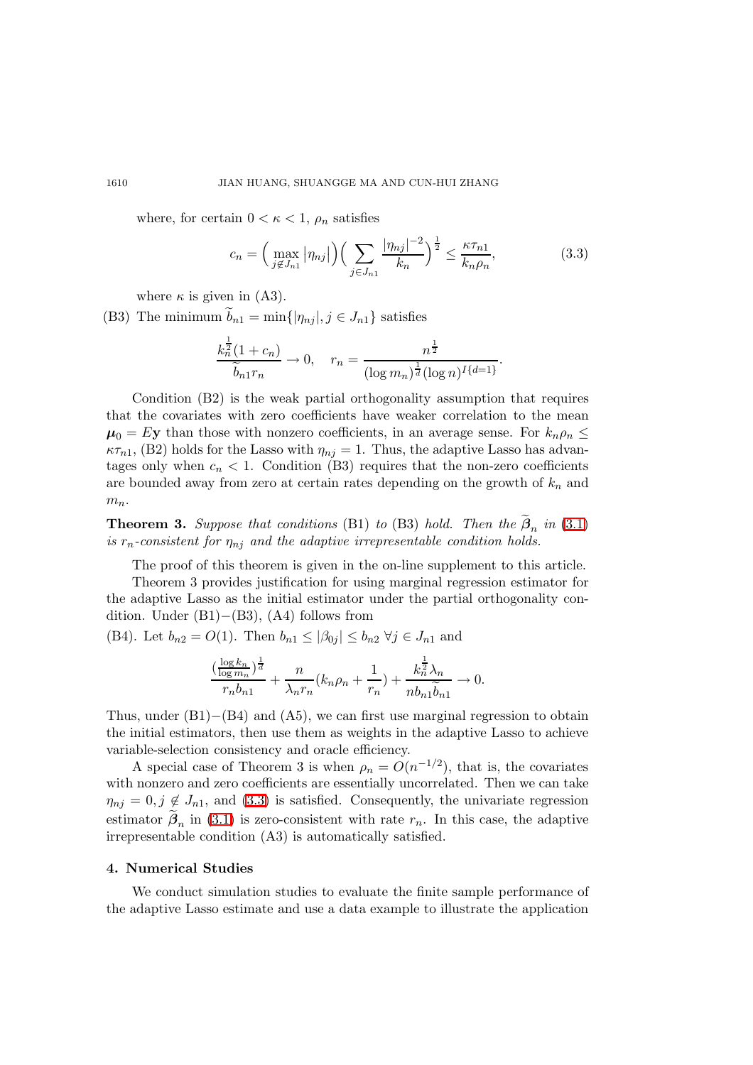where, for certain $0 < \kappa < 1$, $\rho_n$ satisfies

$$c_n = \Big( \max_{j \notin J_{n1}} |\eta_{nj}| \Big) \Big( \sum_{j \in J_{n1}} \frac{|\eta_{nj}|^{-2}}{k_n} \Big)^{\frac{1}{2}} \le \frac{\kappa \tau_{n1}}{k_n \rho_n}, \tag{3.3}$$

where $\kappa$ is given in (A3).

(B3) The minimum $\widetilde{b}_{n1} = \min\{|\eta_{nj}|, j \in J_{n1}\}$ satisfies

$$\frac{k_n^{\frac{1}{2}}(1 + c_n)}{\widetilde{b}_{n1} r_n} \to 0, \quad r_n = \frac{n^{\frac{1}{2}}}{(\log m_n)^{\frac{1}{d}} (\log n)^{I\{d=1\}}}.$$

Condition (B2) is the weak partial orthogonality assumption that requires that the covariates with zero coefficients have weaker correlation to the mean $\boldsymbol{\mu}_0 = E\mathbf{y}$ than those with nonzero coefficients, in an average sense. For $k_n \rho_n \le \kappa \tau_{n1}$, (B2) holds for the Lasso with $\eta_{nj} = 1$. Thus, the adaptive Lasso has advantages only when $c_n < 1$. Condition (B3) requires that the non-zero coefficients are bounded away from zero at certain rates depending on the growth of $k_n$ and $m_n$.

**Theorem 3.** *Suppose that conditions* (B1) *to* (B3) *hold. Then the* $\widetilde{\boldsymbol{\beta}}_n$ *in* (3.1) *is* $r_n$*-consistent for* $\eta_{nj}$ *and the adaptive irrepresentable condition holds.*

The proof of this theorem is given in the on-line supplement to this article.

Theorem 3 provides justification for using marginal regression estimator for the adaptive Lasso as the initial estimator under the partial orthogonality condition. Under (B1)$-$(B3), (A4) follows from

(B4). Let $b_{n2} = O(1)$. Then $b_{n1} \le |\beta_{0j}| \le b_{n2}$ $\forall j \in J_{n1}$ and

$$\frac{(\frac{\log k_n}{\log m_n})^{\frac{1}{d}}}{r_n b_{n1}} + \frac{n}{\lambda_n r_n}\Big(k_n \rho_n + \frac{1}{r_n}\Big) + \frac{k_n^{\frac{1}{2}} \lambda_n}{n b_{n1} \widetilde{b}_{n1}} \to 0.$$

Thus, under (B1)$-$(B4) and (A5), we can first use marginal regression to obtain the initial estimators, then use them as weights in the adaptive Lasso to achieve variable-selection consistency and oracle efficiency.

A special case of Theorem 3 is when $\rho_n = O(n^{-1/2})$, that is, the covariates with nonzero and zero coefficients are essentially uncorrelated. Then we can take $\eta_{nj} = 0, j \notin J_{n1}$, and (3.3) is satisfied. Consequently, the univariate regression estimator $\widetilde{\boldsymbol{\beta}}_n$ in (3.1) is zero-consistent with rate $r_n$. In this case, the adaptive irrepresentable condition (A3) is automatically satisfied.

## 4. Numerical Studies

We conduct simulation studies to evaluate the finite sample performance of the adaptive Lasso estimate and use a data example to illustrate the application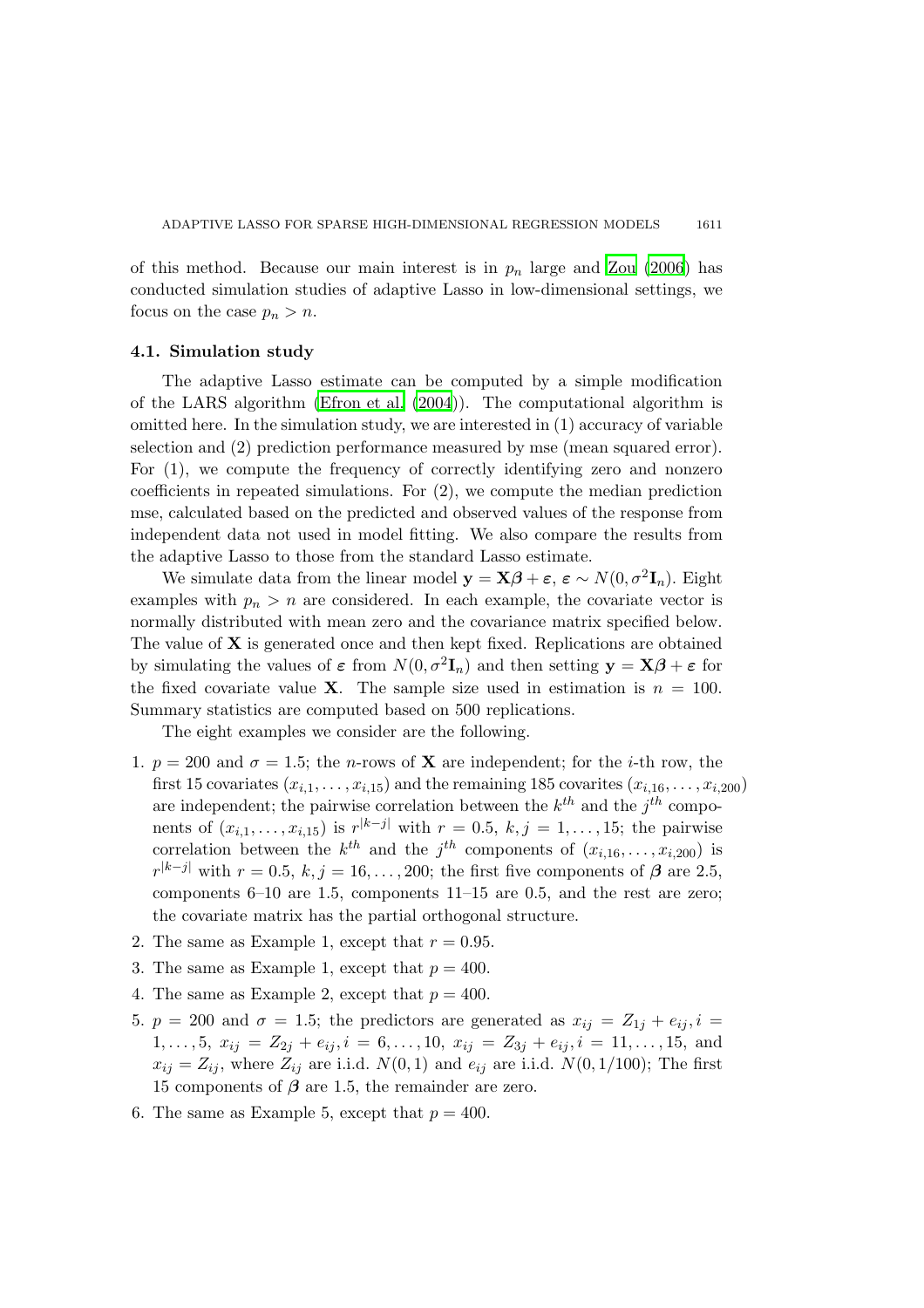of this method. Because our main interest is in $p_n$ large and Zou (2006) has conducted simulation studies of adaptive Lasso in low-dimensional settings, we focus on the case $p_n > n$.

### 4.1. Simulation study

The adaptive Lasso estimate can be computed by a simple modification of the LARS algorithm (Efron et al. (2004)). The computational algorithm is omitted here. In the simulation study, we are interested in (1) accuracy of variable selection and (2) prediction performance measured by mse (mean squared error). For (1), we compute the frequency of correctly identifying zero and nonzero coefficients in repeated simulations. For (2), we compute the median prediction mse, calculated based on the predicted and observed values of the response from independent data not used in model fitting. We also compare the results from the adaptive Lasso to those from the standard Lasso estimate.

We simulate data from the linear model $\mathbf{y} = \mathbf{X}\boldsymbol{\beta} + \boldsymbol{\varepsilon}$, $\boldsymbol{\varepsilon} \sim N(0, \sigma^2 \mathbf{I}_n)$. Eight examples with $p_n > n$ are considered. In each example, the covariate vector is normally distributed with mean zero and the covariance matrix specified below. The value of $\mathbf{X}$ is generated once and then kept fixed. Replications are obtained by simulating the values of $\boldsymbol{\varepsilon}$ from $N(0, \sigma^2 \mathbf{I}_n)$ and then setting $\mathbf{y} = \mathbf{X}\boldsymbol{\beta} + \boldsymbol{\varepsilon}$ for the fixed covariate value $\mathbf{X}$. The sample size used in estimation is $n = 100$. Summary statistics are computed based on 500 replications.

The eight examples we consider are the following.

1. $p = 200$ and $\sigma = 1.5$; the $n$-rows of $\mathbf{X}$ are independent; for the $i$-th row, the first 15 covariates $(x_{i,1}, \ldots, x_{i,15})$ and the remaining 185 covarites $(x_{i,16}, \ldots, x_{i,200})$ are independent; the pairwise correlation between the $k^{th}$ and the $j^{th}$ components of $(x_{i,1}, \ldots, x_{i,15})$ is $r^{|k-j|}$ with $r = 0.5$, $k, j = 1, \ldots, 15$; the pairwise correlation between the $k^{th}$ and the $j^{th}$ components of $(x_{i,16}, \ldots, x_{i,200})$ is $r^{|k-j|}$ with $r = 0.5$, $k, j = 16, \ldots, 200$; the first five components of $\boldsymbol{\beta}$ are 2.5, components 6–10 are 1.5, components 11–15 are 0.5, and the rest are zero; the covariate matrix has the partial orthogonal structure.
2. The same as Example 1, except that $r = 0.95$.
3. The same as Example 1, except that $p = 400$.
4. The same as Example 2, except that $p = 400$.
5. $p = 200$ and $\sigma = 1.5$; the predictors are generated as $x_{ij} = Z_{1j} + e_{ij}, i = 1, \ldots, 5$, $x_{ij} = Z_{2j} + e_{ij}, i = 6, \ldots, 10$, $x_{ij} = Z_{3j} + e_{ij}, i = 11, \ldots, 15$, and $x_{ij} = Z_{ij}$, where $Z_{ij}$ are i.i.d. $N(0, 1)$ and $e_{ij}$ are i.i.d. $N(0, 1/100)$; The first 15 components of $\boldsymbol{\beta}$ are 1.5, the remainder are zero.
6. The same as Example 5, except that $p = 400$.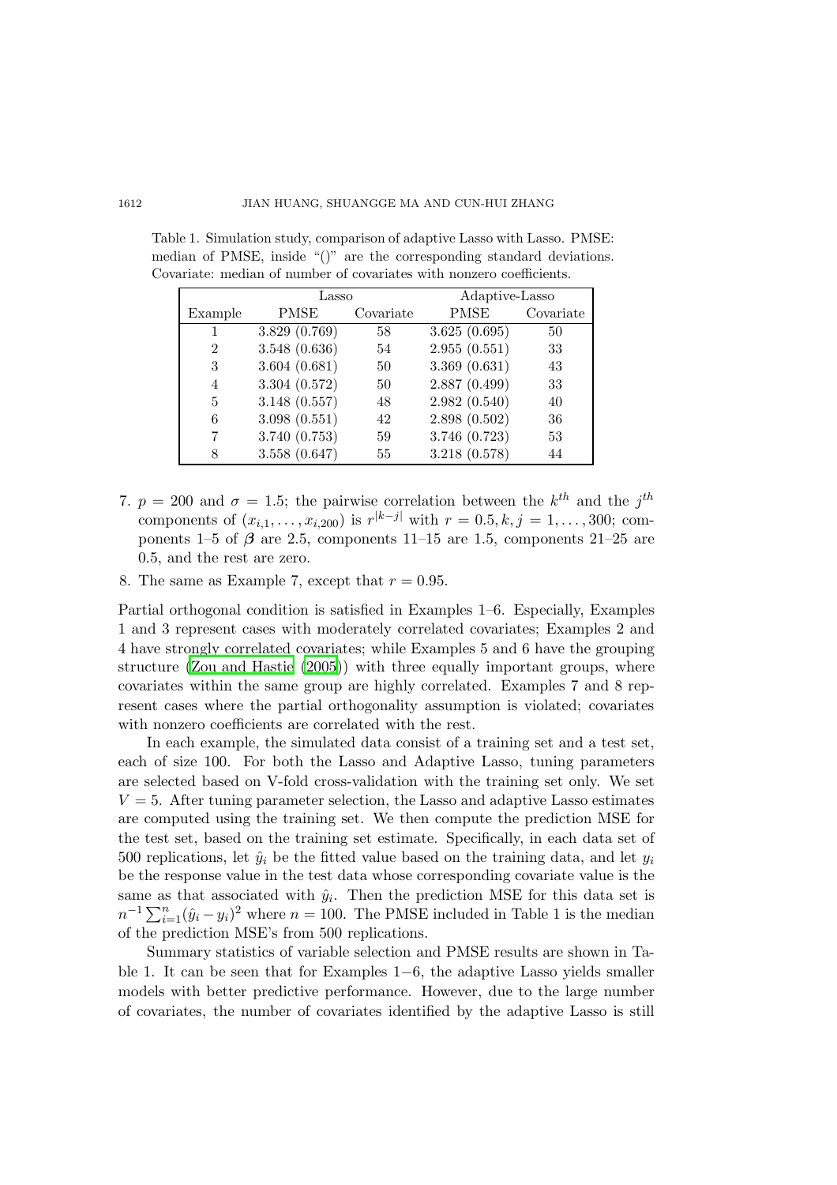Table 1. Simulation study, comparison of adaptive Lasso with Lasso. PMSE: median of PMSE, inside "()" are the corresponding standard deviations. Covariate: median of number of covariates with nonzero coefficients.

| | Lasso | | Adaptive-Lasso | |
|---|---|---|---|---|
| Example | PMSE | Covariate | PMSE | Covariate |
| 1 | 3.829 (0.769) | 58 | 3.625 (0.695) | 50 |
| 2 | 3.548 (0.636) | 54 | 2.955 (0.551) | 33 |
| 3 | 3.604 (0.681) | 50 | 3.369 (0.631) | 43 |
| 4 | 3.304 (0.572) | 50 | 2.887 (0.499) | 33 |
| 5 | 3.148 (0.557) | 48 | 2.982 (0.540) | 40 |
| 6 | 3.098 (0.551) | 42 | 2.898 (0.502) | 36 |
| 7 | 3.740 (0.753) | 59 | 3.746 (0.723) | 53 |
| 8 | 3.558 (0.647) | 55 | 3.218 (0.578) | 44 |

7. $p = 200$ and $\sigma = 1.5$; the pairwise correlation between the $k^{th}$ and the $j^{th}$ components of $(x_{i,1}, \ldots, x_{i,200})$ is $r^{|k-j|}$ with $r = 0.5, k, j = 1, \ldots, 300$; components 1–5 of $\boldsymbol{\beta}$ are 2.5, components 11–15 are 1.5, components 21–25 are 0.5, and the rest are zero.
8. The same as Example 7, except that $r = 0.95$.

Partial orthogonal condition is satisfied in Examples 1–6. Especially, Examples 1 and 3 represent cases with moderately correlated covariates; Examples 2 and 4 have strongly correlated covariates; while Examples 5 and 6 have the grouping structure (Zou and Hastie (2005)) with three equally important groups, where covariates within the same group are highly correlated. Examples 7 and 8 represent cases where the partial orthogonality assumption is violated; covariates with nonzero coefficients are correlated with the rest.

In each example, the simulated data consist of a training set and a test set, each of size 100. For both the Lasso and Adaptive Lasso, tuning parameters are selected based on V-fold cross-validation with the training set only. We set $V = 5$. After tuning parameter selection, the Lasso and adaptive Lasso estimates are computed using the training set. We then compute the prediction MSE for the test set, based on the training set estimate. Specifically, in each data set of 500 replications, let $\hat{y}_i$ be the fitted value based on the training data, and let $y_i$ be the response value in the test data whose corresponding covariate value is the same as that associated with $\hat{y}_i$. Then the prediction MSE for this data set is $n^{-1}\sum_{i=1}^{n}(\hat{y}_i - y_i)^2$ where $n = 100$. The PMSE included in Table 1 is the median of the prediction MSE's from 500 replications.

Summary statistics of variable selection and PMSE results are shown in Table 1. It can be seen that for Examples 1−6, the adaptive Lasso yields smaller models with better predictive performance. However, due to the large number of covariates, the number of covariates identified by the adaptive Lasso is still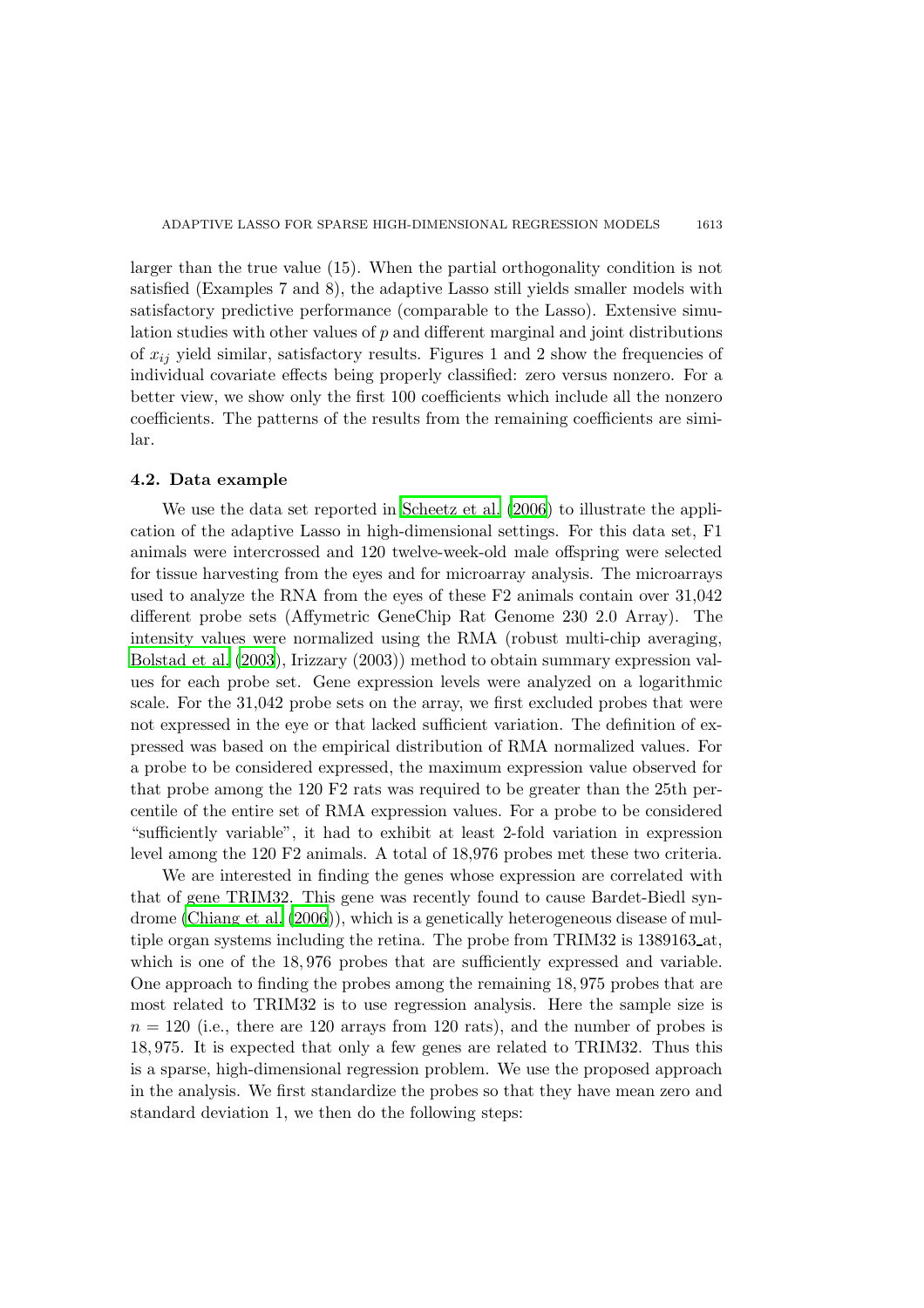larger than the true value (15). When the partial orthogonality condition is not satisfied (Examples 7 and 8), the adaptive Lasso still yields smaller models with satisfactory predictive performance (comparable to the Lasso). Extensive simulation studies with other values of $p$ and different marginal and joint distributions of $x_{ij}$ yield similar, satisfactory results. Figures 1 and 2 show the frequencies of individual covariate effects being properly classified: zero versus nonzero. For a better view, we show only the first 100 coefficients which include all the nonzero coefficients. The patterns of the results from the remaining coefficients are similar.

### 4.2. Data example

We use the data set reported in Scheetz et al. (2006) to illustrate the application of the adaptive Lasso in high-dimensional settings. For this data set, F1 animals were intercrossed and 120 twelve-week-old male offspring were selected for tissue harvesting from the eyes and for microarray analysis. The microarrays used to analyze the RNA from the eyes of these F2 animals contain over 31,042 different probe sets (Affymetric GeneChip Rat Genome 230 2.0 Array). The intensity values were normalized using the RMA (robust multi-chip averaging, Bolstad et al. (2003), Irizzary (2003)) method to obtain summary expression values for each probe set. Gene expression levels were analyzed on a logarithmic scale. For the 31,042 probe sets on the array, we first excluded probes that were not expressed in the eye or that lacked sufficient variation. The definition of expressed was based on the empirical distribution of RMA normalized values. For a probe to be considered expressed, the maximum expression value observed for that probe among the 120 F2 rats was required to be greater than the 25th percentile of the entire set of RMA expression values. For a probe to be considered "sufficiently variable", it had to exhibit at least 2-fold variation in expression level among the 120 F2 animals. A total of 18,976 probes met these two criteria.

We are interested in finding the genes whose expression are correlated with that of gene TRIM32. This gene was recently found to cause Bardet-Biedl syndrome (Chiang et al. (2006)), which is a genetically heterogeneous disease of multiple organ systems including the retina. The probe from TRIM32 is 1389163_at, which is one of the $18,976$ probes that are sufficiently expressed and variable. One approach to finding the probes among the remaining $18,975$ probes that are most related to TRIM32 is to use regression analysis. Here the sample size is $n = 120$ (i.e., there are 120 arrays from 120 rats), and the number of probes is $18,975$. It is expected that only a few genes are related to TRIM32. Thus this is a sparse, high-dimensional regression problem. We use the proposed approach in the analysis. We first standardize the probes so that they have mean zero and standard deviation 1, we then do the following steps: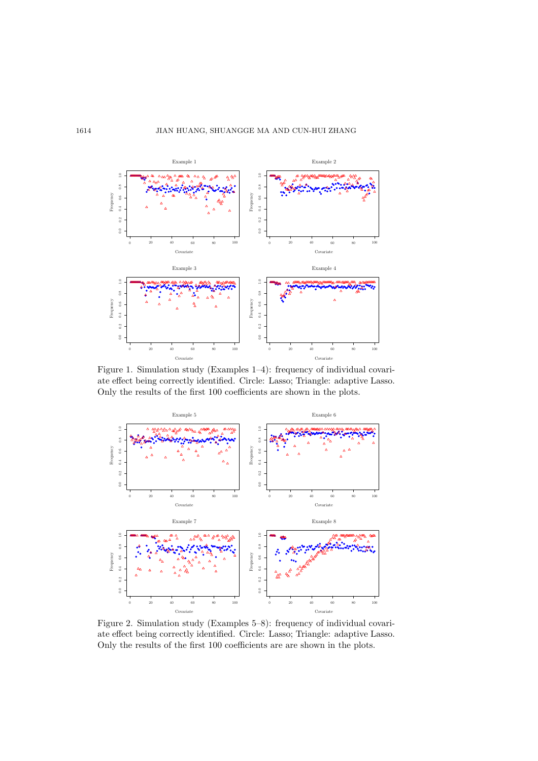Figure 1. Simulation study (Examples 1–4): frequency of individual covariate effect being correctly identified. Circle: Lasso; Triangle: adaptive Lasso. Only the results of the first 100 coefficients are shown in the plots.

Figure 2. Simulation study (Examples 5–8): frequency of individual covariate effect being correctly identified. Circle: Lasso; Triangle: adaptive Lasso. Only the results of the first 100 coefficients are are shown in the plots.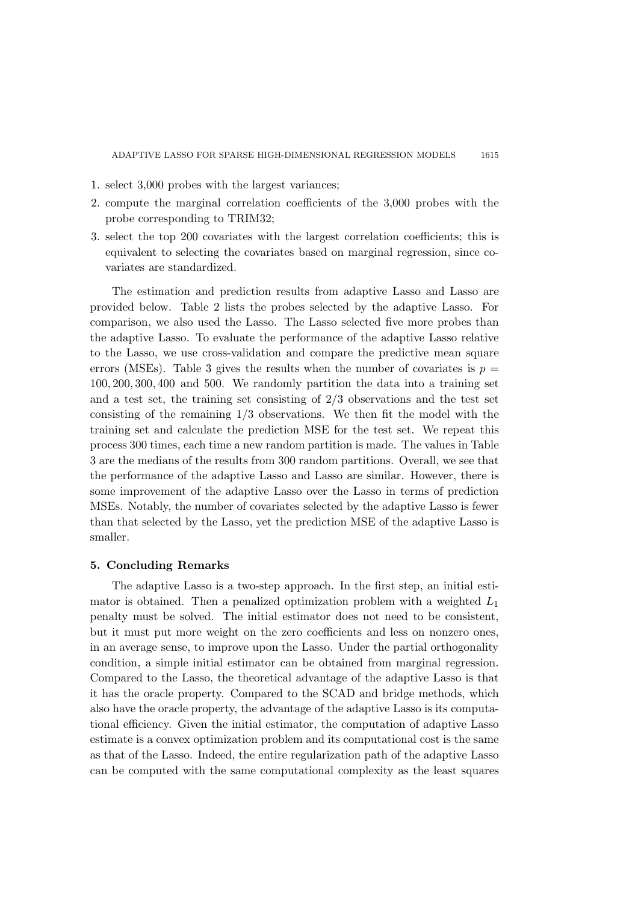1. select 3,000 probes with the largest variances;
2. compute the marginal correlation coefficients of the 3,000 probes with the probe corresponding to TRIM32;
3. select the top 200 covariates with the largest correlation coefficients; this is equivalent to selecting the covariates based on marginal regression, since covariates are standardized.

The estimation and prediction results from adaptive Lasso and Lasso are provided below. Table 2 lists the probes selected by the adaptive Lasso. For comparison, we also used the Lasso. The Lasso selected five more probes than the adaptive Lasso. To evaluate the performance of the adaptive Lasso relative to the Lasso, we use cross-validation and compare the predictive mean square errors (MSEs). Table 3 gives the results when the number of covariates is $p = 100, 200, 300, 400$ and $500$. We randomly partition the data into a training set and a test set, the training set consisting of $2/3$ observations and the test set consisting of the remaining $1/3$ observations. We then fit the model with the training set and calculate the prediction MSE for the test set. We repeat this process 300 times, each time a new random partition is made. The values in Table 3 are the medians of the results from 300 random partitions. Overall, we see that the performance of the adaptive Lasso and Lasso are similar. However, there is some improvement of the adaptive Lasso over the Lasso in terms of prediction MSEs. Notably, the number of covariates selected by the adaptive Lasso is fewer than that selected by the Lasso, yet the prediction MSE of the adaptive Lasso is smaller.

## 5. Concluding Remarks

The adaptive Lasso is a two-step approach. In the first step, an initial estimator is obtained. Then a penalized optimization problem with a weighted $L_1$ penalty must be solved. The initial estimator does not need to be consistent, but it must put more weight on the zero coefficients and less on nonzero ones, in an average sense, to improve upon the Lasso. Under the partial orthogonality condition, a simple initial estimator can be obtained from marginal regression. Compared to the Lasso, the theoretical advantage of the adaptive Lasso is that it has the oracle property. Compared to the SCAD and bridge methods, which also have the oracle property, the advantage of the adaptive Lasso is its computational efficiency. Given the initial estimator, the computation of adaptive Lasso estimate is a convex optimization problem and its computational cost is the same as that of the Lasso. Indeed, the entire regularization path of the adaptive Lasso can be computed with the same computational complexity as the least squares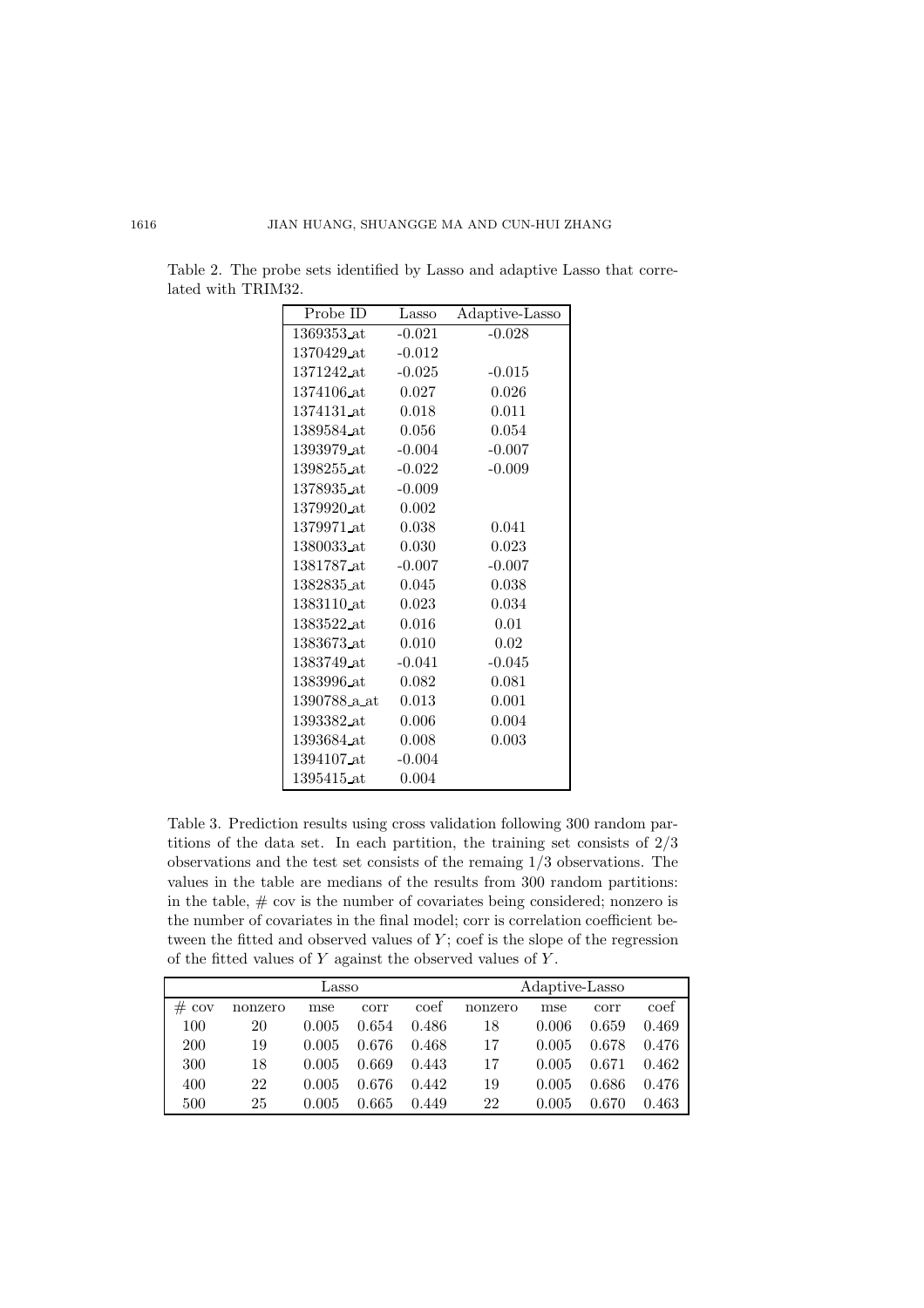Table 2. The probe sets identified by Lasso and adaptive Lasso that correlated with TRIM32.

| Probe ID | Lasso | Adaptive-Lasso |
|---|---|---|
| 1369353_at | -0.021 | -0.028 |
| 1370429_at | -0.012 | |
| 1371242_at | -0.025 | -0.015 |
| 1374106_at | 0.027 | 0.026 |
| 1374131_at | 0.018 | 0.011 |
| 1389584_at | 0.056 | 0.054 |
| 1393979_at | -0.004 | -0.007 |
| 1398255_at | -0.022 | -0.009 |
| 1378935_at | -0.009 | |
| 1379920_at | 0.002 | |
| 1379971_at | 0.038 | 0.041 |
| 1380033_at | 0.030 | 0.023 |
| 1381787_at | -0.007 | -0.007 |
| 1382835_at | 0.045 | 0.038 |
| 1383110_at | 0.023 | 0.034 |
| 1383522_at | 0.016 | 0.01 |
| 1383673_at | 0.010 | 0.02 |
| 1383749_at | -0.041 | -0.045 |
| 1383996_at | 0.082 | 0.081 |
| 1390788_a_at | 0.013 | 0.001 |
| 1393382_at | 0.006 | 0.004 |
| 1393684_at | 0.008 | 0.003 |
| 1394107_at | -0.004 | |
| 1395415_at | 0.004 | |

Table 3. Prediction results using cross validation following 300 random partitions of the data set. In each partition, the training set consists of 2/3 observations and the test set consists of the remaing 1/3 observations. The values in the table are medians of the results from 300 random partitions: in the table, # cov is the number of covariates being considered; nonzero is the number of covariates in the final model; corr is correlation coefficient between the fitted and observed values of $Y$; coef is the slope of the regression of the fitted values of $Y$ against the observed values of $Y$.

| | Lasso | | | | Adaptive-Lasso | | | |
|---|---|---|---|---|---|---|---|---|
| # cov | nonzero | mse | corr | coef | nonzero | mse | corr | coef |
| 100 | 20 | 0.005 | 0.654 | 0.486 | 18 | 0.006 | 0.659 | 0.469 |
| 200 | 19 | 0.005 | 0.676 | 0.468 | 17 | 0.005 | 0.678 | 0.476 |
| 300 | 18 | 0.005 | 0.669 | 0.443 | 17 | 0.005 | 0.671 | 0.462 |
| 400 | 22 | 0.005 | 0.676 | 0.442 | 19 | 0.005 | 0.686 | 0.476 |
| 500 | 25 | 0.005 | 0.665 | 0.449 | 22 | 0.005 | 0.670 | 0.463 |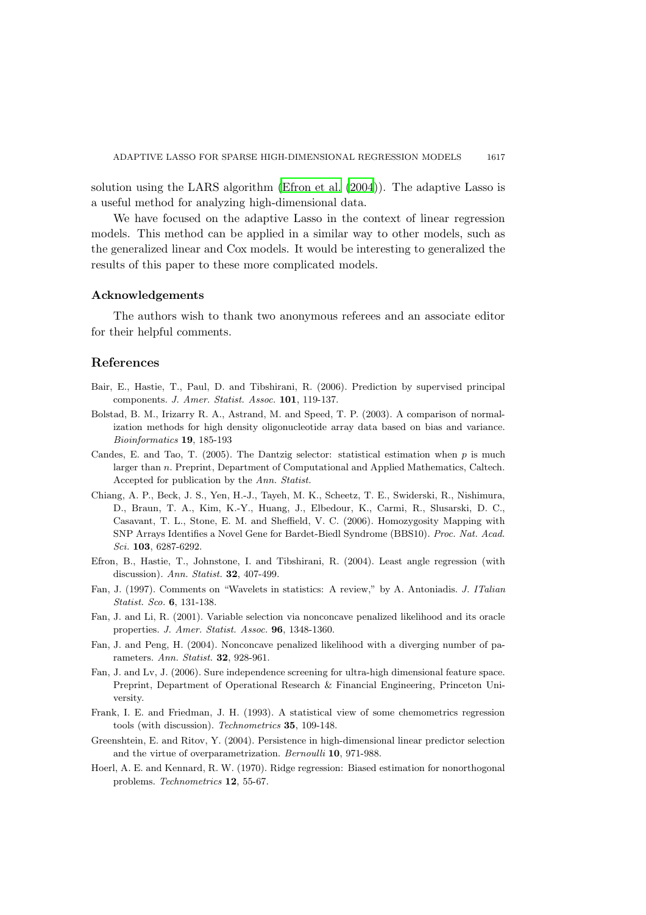solution using the LARS algorithm (Efron et al. (2004)). The adaptive Lasso is a useful method for analyzing high-dimensional data.

We have focused on the adaptive Lasso in the context of linear regression models. This method can be applied in a similar way to other models, such as the generalized linear and Cox models. It would be interesting to generalized the results of this paper to these more complicated models.

## Acknowledgements

The authors wish to thank two anonymous referees and an associate editor for their helpful comments.

## References

Bair, E., Hastie, T., Paul, D. and Tibshirani, R. (2006). Prediction by supervised principal components. *J. Amer. Statist. Assoc.* **101**, 119-137.

Bolstad, B. M., Irizarry R. A., Astrand, M. and Speed, T. P. (2003). A comparison of normalization methods for high density oligonucleotide array data based on bias and variance. *Bioinformatics* **19**, 185-193

Candes, E. and Tao, T. (2005). The Dantzig selector: statistical estimation when $p$ is much larger than $n$. Preprint, Department of Computational and Applied Mathematics, Caltech. Accepted for publication by the *Ann. Statist.*

Chiang, A. P., Beck, J. S., Yen, H.-J., Tayeh, M. K., Scheetz, T. E., Swiderski, R., Nishimura, D., Braun, T. A., Kim, K.-Y., Huang, J., Elbedour, K., Carmi, R., Slusarski, D. C., Casavant, T. L., Stone, E. M. and Sheffield, V. C. (2006). Homozygosity Mapping with SNP Arrays Identifies a Novel Gene for Bardet-Biedl Syndrome (BBS10). *Proc. Nat. Acad. Sci.* **103**, 6287-6292.

Efron, B., Hastie, T., Johnstone, I. and Tibshirani, R. (2004). Least angle regression (with discussion). *Ann. Statist.* **32**, 407-499.

Fan, J. (1997). Comments on "Wavelets in statistics: A review," by A. Antoniadis. *J. ITalian Statist. Sco.* **6**, 131-138.

Fan, J. and Li, R. (2001). Variable selection via nonconcave penalized likelihood and its oracle properties. *J. Amer. Statist. Assoc.* **96**, 1348-1360.

Fan, J. and Peng, H. (2004). Nonconcave penalized likelihood with a diverging number of parameters. *Ann. Statist.* **32**, 928-961.

Fan, J. and Lv, J. (2006). Sure independence screening for ultra-high dimensional feature space. Preprint, Department of Operational Research & Financial Engineering, Princeton University.

Frank, I. E. and Friedman, J. H. (1993). A statistical view of some chemometrics regression tools (with discussion). *Technometrics* **35**, 109-148.

Greenshtein, E. and Ritov, Y. (2004). Persistence in high-dimensional linear predictor selection and the virtue of overparametrization. *Bernoulli* **10**, 971-988.

Hoerl, A. E. and Kennard, R. W. (1970). Ridge regression: Biased estimation for nonorthogonal problems. *Technometrics* **12**, 55-67.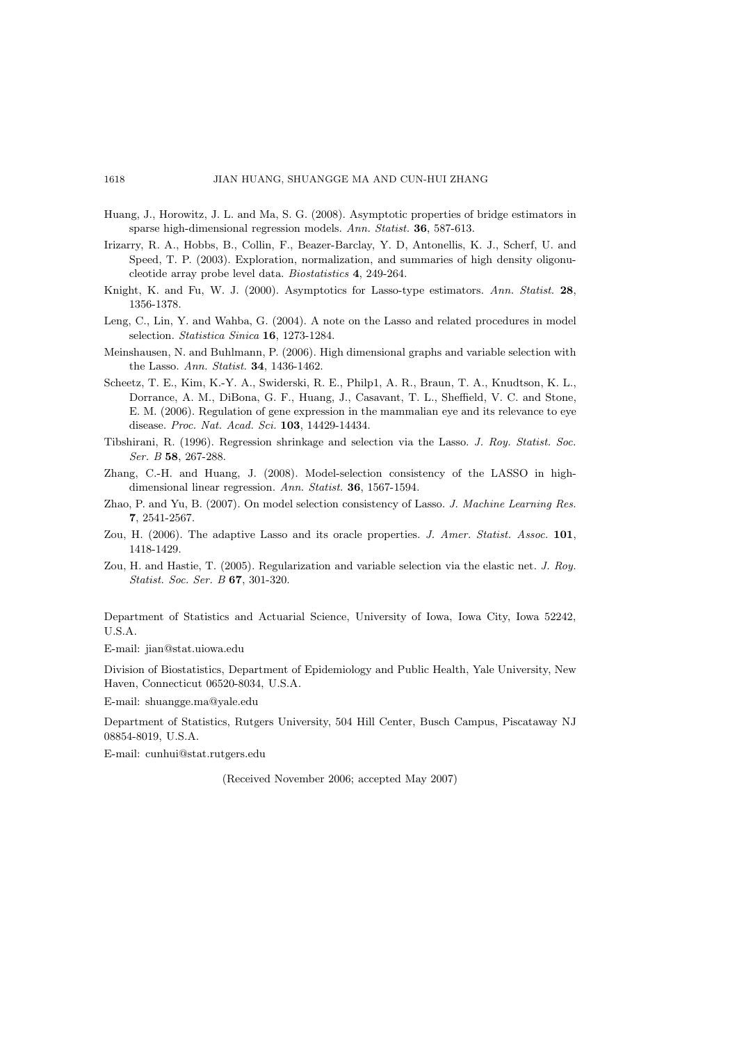Huang, J., Horowitz, J. L. and Ma, S. G. (2008). Asymptotic properties of bridge estimators in sparse high-dimensional regression models. *Ann. Statist.* **36**, 587-613.

Irizarry, R. A., Hobbs, B., Collin, F., Beazer-Barclay, Y. D, Antonellis, K. J., Scherf, U. and Speed, T. P. (2003). Exploration, normalization, and summaries of high density oligonucleotide array probe level data. *Biostatistics* **4**, 249-264.

Knight, K. and Fu, W. J. (2000). Asymptotics for Lasso-type estimators. *Ann. Statist.* **28**, 1356-1378.

Leng, C., Lin, Y. and Wahba, G. (2004). A note on the Lasso and related procedures in model selection. *Statistica Sinica* **16**, 1273-1284.

Meinshausen, N. and Buhlmann, P. (2006). High dimensional graphs and variable selection with the Lasso. *Ann. Statist.* **34**, 1436-1462.

Scheetz, T. E., Kim, K.-Y. A., Swiderski, R. E., Philp1, A. R., Braun, T. A., Knudtson, K. L., Dorrance, A. M., DiBona, G. F., Huang, J., Casavant, T. L., Sheffield, V. C. and Stone, E. M. (2006). Regulation of gene expression in the mammalian eye and its relevance to eye disease. *Proc. Nat. Acad. Sci.* **103**, 14429-14434.

Tibshirani, R. (1996). Regression shrinkage and selection via the Lasso. *J. Roy. Statist. Soc. Ser. B* **58**, 267-288.

Zhang, C.-H. and Huang, J. (2008). Model-selection consistency of the LASSO in high-dimensional linear regression. *Ann. Statist.* **36**, 1567-1594.

Zhao, P. and Yu, B. (2007). On model selection consistency of Lasso. *J. Machine Learning Res.* **7**, 2541-2567.

Zou, H. (2006). The adaptive Lasso and its oracle properties. *J. Amer. Statist. Assoc.* **101**, 1418-1429.

Zou, H. and Hastie, T. (2005). Regularization and variable selection via the elastic net. *J. Roy. Statist. Soc. Ser. B* **67**, 301-320.

Department of Statistics and Actuarial Science, University of Iowa, Iowa City, Iowa 52242, U.S.A.

E-mail: jian@stat.uiowa.edu

Division of Biostatistics, Department of Epidemiology and Public Health, Yale University, New Haven, Connecticut 06520-8034, U.S.A.

E-mail: shuangge.ma@yale.edu

Department of Statistics, Rutgers University, 504 Hill Center, Busch Campus, Piscataway NJ 08854-8019, U.S.A.

E-mail: cunhui@stat.rutgers.edu

(Received November 2006; accepted May 2007)